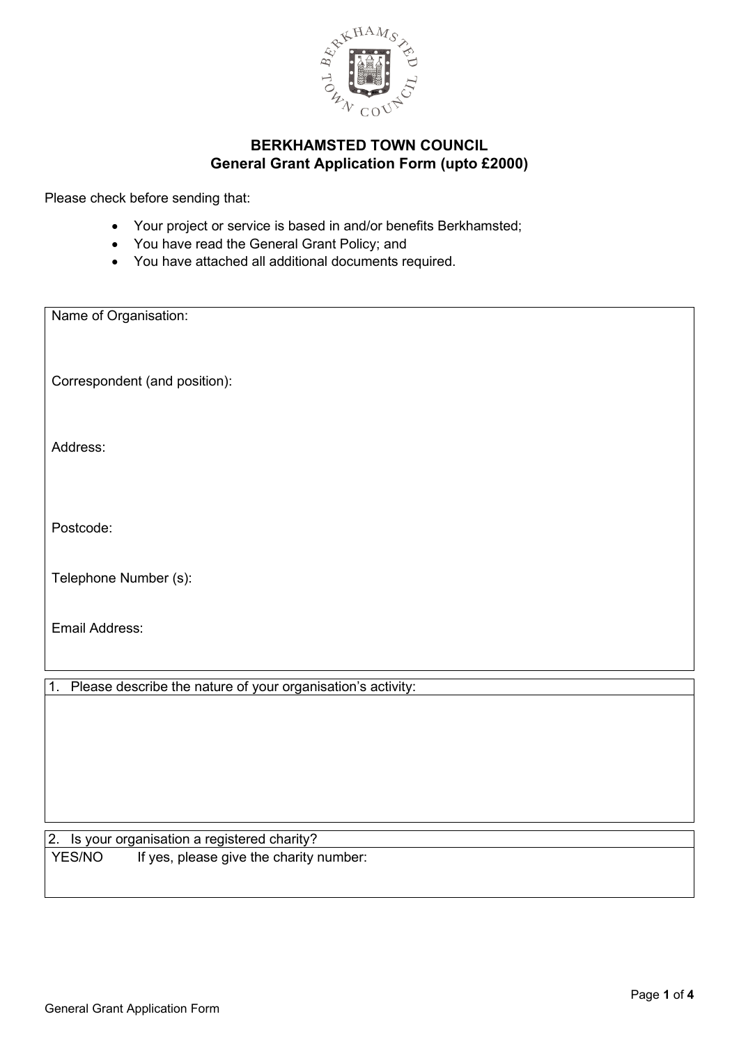## BERKHAMSTED TOWN COUNCIL
## General Grant Application Form (upto £2000)

Please check before sending that:

- Your project or service is based in and/or benefits Berkhamsted;
- You have read the General Grant Policy; and
- You have attached all additional documents required.

Name of Organisation:

Correspondent (and position):

Address:

Postcode:

Telephone Number (s):

Email Address:

1. Please describe the nature of your organisation's activity:

2. Is your organisation a registered charity?

YES/NO If yes, please give the charity number:

General Grant Application Form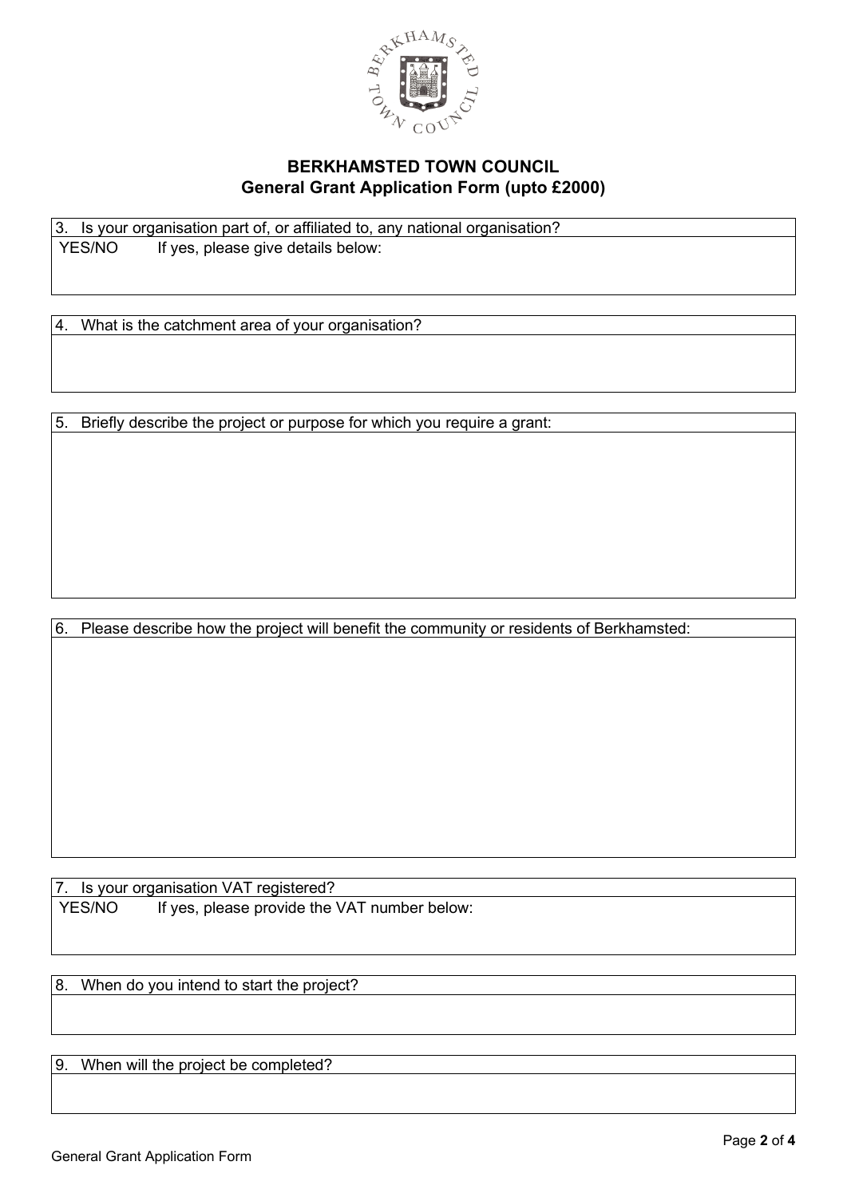**BERKHAMSTED TOWN COUNCIL**
**General Grant Application Form (upto £2000)**

3. Is your organisation part of, or affiliated to, any national organisation?

YES/NO If yes, please give details below:

4. What is the catchment area of your organisation?

5. Briefly describe the project or purpose for which you require a grant:

6. Please describe how the project will benefit the community or residents of Berkhamsted:

7. Is your organisation VAT registered?

YES/NO If yes, please provide the VAT number below:

8. When do you intend to start the project?

9. When will the project be completed?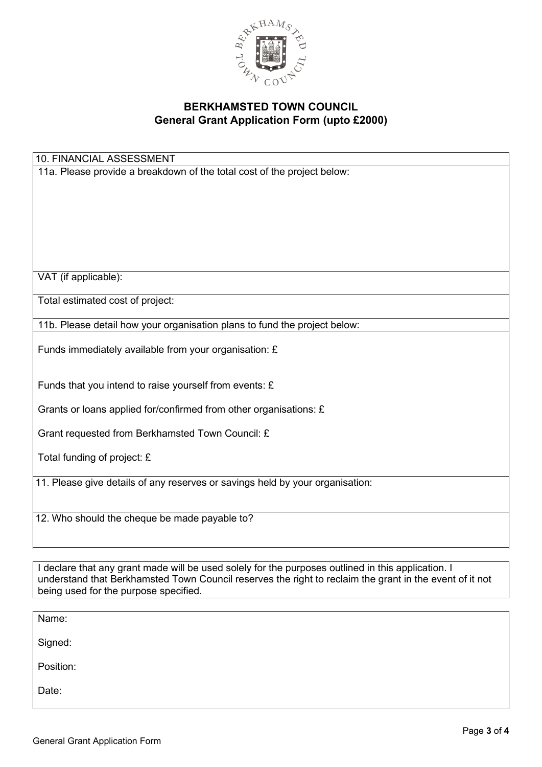**BERKHAMSTED TOWN COUNCIL**
**General Grant Application Form (upto £2000)**

10. FINANCIAL ASSESSMENT

11a. Please provide a breakdown of the total cost of the project below:

VAT (if applicable):

Total estimated cost of project:

11b. Please detail how your organisation plans to fund the project below:

Funds immediately available from your organisation: £

Funds that you intend to raise yourself from events: £

Grants or loans applied for/confirmed from other organisations: £

Grant requested from Berkhamsted Town Council: £

Total funding of project: £

11. Please give details of any reserves or savings held by your organisation:

12. Who should the cheque be made payable to?

I declare that any grant made will be used solely for the purposes outlined in this application. I understand that Berkhamsted Town Council reserves the right to reclaim the grant in the event of it not being used for the purpose specified.

Name:

Signed:

Position:

Date: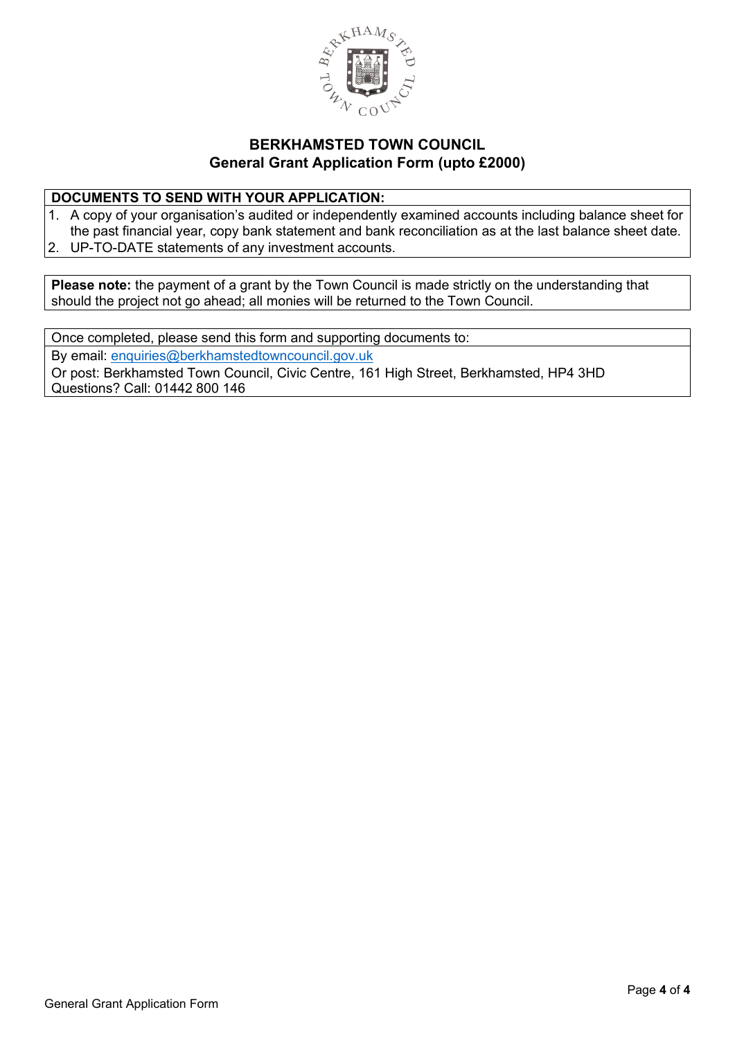# BERKHAMSTED TOWN COUNCIL
## General Grant Application Form (upto £2000)

**DOCUMENTS TO SEND WITH YOUR APPLICATION:**

1. A copy of your organisation's audited or independently examined accounts including balance sheet for the past financial year, copy bank statement and bank reconciliation as at the last balance sheet date.
2. UP-TO-DATE statements of any investment accounts.

**Please note:** the payment of a grant by the Town Council is made strictly on the understanding that should the project not go ahead; all monies will be returned to the Town Council.

Once completed, please send this form and supporting documents to:

By email: enquiries@berkhamstedtowncouncil.gov.uk

Or post: Berkhamsted Town Council, Civic Centre, 161 High Street, Berkhamsted, HP4 3HD

Questions? Call: 01442 800 146